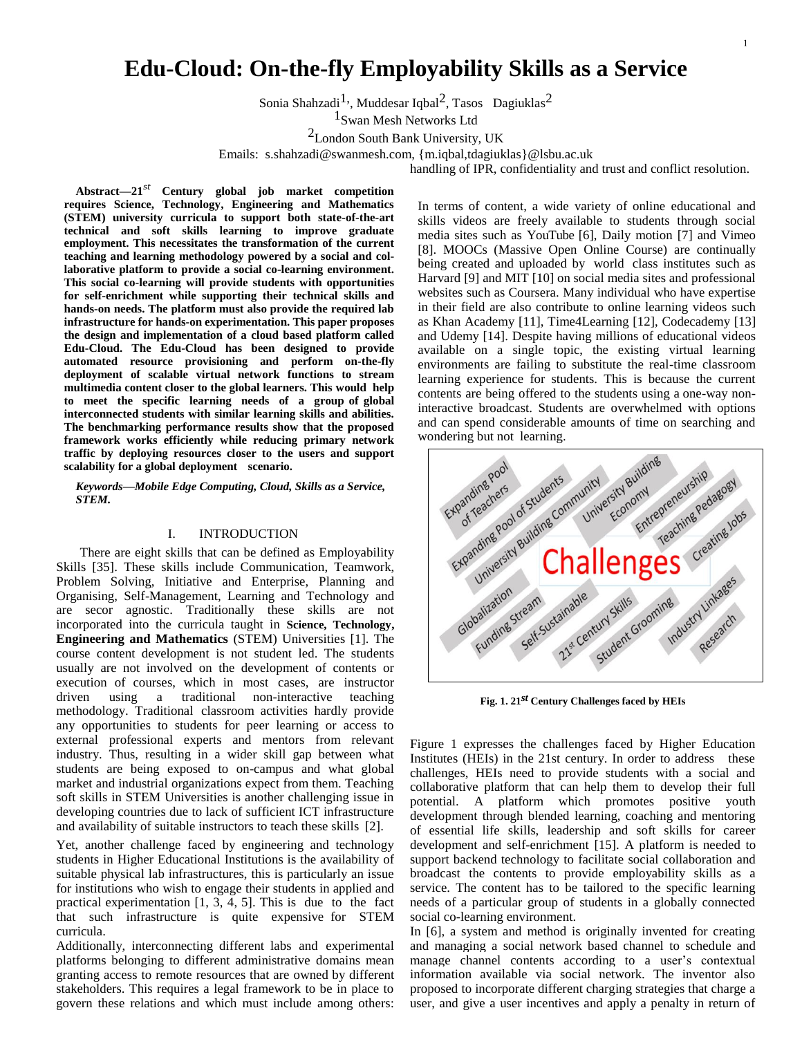# Edu-Cloud: On-the-fly Employability Skills as a Service

Sonia Shahzadi[1], Muddesar Iqbal[2], Tasos Dagiuklas[2]

[1]Swan Mesh Networks Ltd

[2]London South Bank University, UK

Emails: s.shahzadi@swanmesh.com, {m.iqbal,tdagiuklas}@lsbu.ac.uk

***Abstract*—21st Century global job market competition requires Science, Technology, Engineering and Mathematics (STEM) university curricula to support both state-of-the-art technical and soft skills learning to improve graduate employment. This necessitates the transformation of the current teaching and learning methodology powered by a social and collaborative platform to provide a social co-learning environment. This social co-learning will provide students with opportunities for self-enrichment while supporting their technical skills and hands-on needs. The platform must also provide the required lab infrastructure for hands-on experimentation. This paper proposes the design and implementation of a cloud based platform called Edu-Cloud. The Edu-Cloud has been designed to provide automated resource provisioning and perform on-the-fly deployment of scalable virtual network functions to stream multimedia content closer to the global learners. This would help to meet the specific learning needs of a group of global interconnected students with similar learning skills and abilities. The benchmarking performance results show that the proposed framework works efficiently while reducing primary network traffic by deploying resources closer to the users and support scalability for a global deployment scenario.**

***Keywords—Mobile Edge Computing, Cloud, Skills as a Service, STEM.***

## I. INTRODUCTION

There are eight skills that can be defined as Employability Skills [35]. These skills include Communication, Teamwork, Problem Solving, Initiative and Enterprise, Planning and Organising, Self-Management, Learning and Technology and are secor agnostic. Traditionally these skills are not incorporated into the curricula taught in **Science, Technology, Engineering and Mathematics** (STEM) Universities [1]. The course content development is not student led. The students usually are not involved on the development of contents or execution of courses, which in most cases, are instructor driven using a traditional non-interactive teaching methodology. Traditional classroom activities hardly provide any opportunities to students for peer learning or access to external professional experts and mentors from relevant industry. Thus, resulting in a wider skill gap between what students are being exposed to on-campus and what global market and industrial organizations expect from them. Teaching soft skills in STEM Universities is another challenging issue in developing countries due to lack of sufficient ICT infrastructure and availability of suitable instructors to teach these skills [2].

Yet, another challenge faced by engineering and technology students in Higher Educational Institutions is the availability of suitable physical lab infrastructures, this is particularly an issue for institutions who wish to engage their students in applied and practical experimentation [1, 3, 4, 5]. This is due to the fact that such infrastructure is quite expensive for STEM curricula.

Additionally, interconnecting different labs and experimental platforms belonging to different administrative domains mean granting access to remote resources that are owned by different stakeholders. This requires a legal framework to be in place to govern these relations and which must include among others: handling of IPR, confidentiality and trust and conflict resolution.

In terms of content, a wide variety of online educational and skills videos are freely available to students through social media sites such as YouTube [6], Daily motion [7] and Vimeo [8]. MOOCs (Massive Open Online Course) are continually being created and uploaded by world class institutes such as Harvard [9] and MIT [10] on social media sites and professional websites such as Coursera. Many individual who have expertise in their field are also contribute to online learning videos such as Khan Academy [11], Time4Learning [12], Codecademy [13] and Udemy [14]. Despite having millions of educational videos available on a single topic, the existing virtual learning environments are failing to substitute the real-time classroom learning experience for students. This is because the current contents are being offered to the students using a one-way non-interactive broadcast. Students are overwhelmed with options and can spend considerable amounts of time on searching and wondering but not learning.

**Fig. 1. 21st Century Challenges faced by HEIs**

Figure 1 expresses the challenges faced by Higher Education Institutes (HEIs) in the 21st century. In order to address these challenges, HEIs need to provide students with a social and collaborative platform that can help them to develop their full potential. A platform which promotes positive youth development through blended learning, coaching and mentoring of essential life skills, leadership and soft skills for career development and self-enrichment [15]. A platform is needed to support backend technology to facilitate social collaboration and broadcast the contents to provide employability skills as a service. The content has to be tailored to the specific learning needs of a particular group of students in a globally connected social co-learning environment.

In [6], a system and method is originally invented for creating and managing a social network based channel to schedule and manage channel contents according to a user's contextual information available via social network. The inventor also proposed to incorporate different charging strategies that charge a user, and give a user incentives and apply a penalty in return of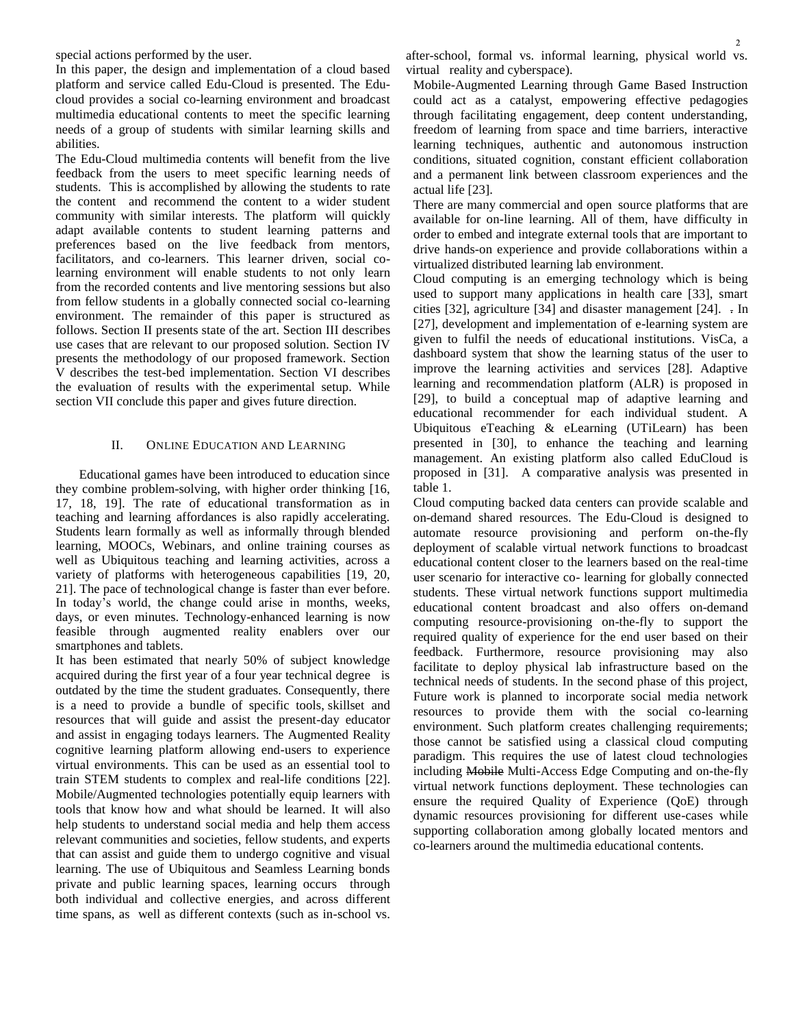special actions performed by the user.

In this paper, the design and implementation of a cloud based platform and service called Edu-Cloud is presented. The Edu-cloud provides a social co-learning environment and broadcast multimedia educational contents to meet the specific learning needs of a group of students with similar learning skills and abilities.

The Edu-Cloud multimedia contents will benefit from the live feedback from the users to meet specific learning needs of students. This is accomplished by allowing the students to rate the content and recommend the content to a wider student community with similar interests. The platform will quickly adapt available contents to student learning patterns and preferences based on the live feedback from mentors, facilitators, and co-learners. This learner driven, social co-learning environment will enable students to not only learn from the recorded contents and live mentoring sessions but also from fellow students in a globally connected social co-learning environment. The remainder of this paper is structured as follows. Section II presents state of the art. Section III describes use cases that are relevant to our proposed solution. Section IV presents the methodology of our proposed framework. Section V describes the test-bed implementation. Section VI describes the evaluation of results with the experimental setup. While section VII conclude this paper and gives future direction.

## II. Online Education and Learning

Educational games have been introduced to education since they combine problem-solving, with higher order thinking [16, 17, 18, 19]. The rate of educational transformation as in teaching and learning affordances is also rapidly accelerating. Students learn formally as well as informally through blended learning, MOOCs, Webinars, and online training courses as well as Ubiquitous teaching and learning activities, across a variety of platforms with heterogeneous capabilities [19, 20, 21]. The pace of technological change is faster than ever before. In today's world, the change could arise in months, weeks, days, or even minutes. Technology-enhanced learning is now feasible through augmented reality enablers over our smartphones and tablets.

It has been estimated that nearly 50% of subject knowledge acquired during the first year of a four year technical degree is outdated by the time the student graduates. Consequently, there is a need to provide a bundle of specific tools, skillset and resources that will guide and assist the present-day educator and assist in engaging todays learners. The Augmented Reality cognitive learning platform allowing end-users to experience virtual environments. This can be used as an essential tool to train STEM students to complex and real-life conditions [22]. Mobile/Augmented technologies potentially equip learners with tools that know how and what should be learned. It will also help students to understand social media and help them access relevant communities and societies, fellow students, and experts that can assist and guide them to undergo cognitive and visual learning. The use of Ubiquitous and Seamless Learning bonds private and public learning spaces, learning occurs through both individual and collective energies, and across different time spans, as well as different contexts (such as in-school vs. after-school, formal vs. informal learning, physical world vs. virtual reality and cyberspace).

Mobile-Augmented Learning through Game Based Instruction could act as a catalyst, empowering effective pedagogies through facilitating engagement, deep content understanding, freedom of learning from space and time barriers, interactive learning techniques, authentic and autonomous instruction conditions, situated cognition, constant efficient collaboration and a permanent link between classroom experiences and the actual life [23].

There are many commercial and open source platforms that are available for on-line learning. All of them, have difficulty in order to embed and integrate external tools that are important to drive hands-on experience and provide collaborations within a virtualized distributed learning lab environment.

Cloud computing is an emerging technology which is being used to support many applications in health care [33], smart cities [32], agriculture [34] and disaster management [24]. . In [27], development and implementation of e-learning system are given to fulfil the needs of educational institutions. VisCa, a dashboard system that show the learning status of the user to improve the learning activities and services [28]. Adaptive learning and recommendation platform (ALR) is proposed in [29], to build a conceptual map of adaptive learning and educational recommender for each individual student. A Ubiquitous eTeaching & eLearning (UTiLearn) has been presented in [30], to enhance the teaching and learning management. An existing platform also called EduCloud is proposed in [31]. A comparative analysis was presented in table 1.

Cloud computing backed data centers can provide scalable and on-demand shared resources. The Edu-Cloud is designed to automate resource provisioning and perform on-the-fly deployment of scalable virtual network functions to broadcast educational content closer to the learners based on the real-time user scenario for interactive co- learning for globally connected students. These virtual network functions support multimedia educational content broadcast and also offers on-demand computing resource-provisioning on-the-fly to support the required quality of experience for the end user based on their feedback. Furthermore, resource provisioning may also facilitate to deploy physical lab infrastructure based on the technical needs of students. In the second phase of this project, Future work is planned to incorporate social media network resources to provide them with the social co-learning environment. Such platform creates challenging requirements; those cannot be satisfied using a classical cloud computing paradigm. This requires the use of latest cloud technologies including ~~Mobile~~ Multi-Access Edge Computing and on-the-fly virtual network functions deployment. These technologies can ensure the required Quality of Experience (QoE) through dynamic resources provisioning for different use-cases while supporting collaboration among globally located mentors and co-learners around the multimedia educational contents.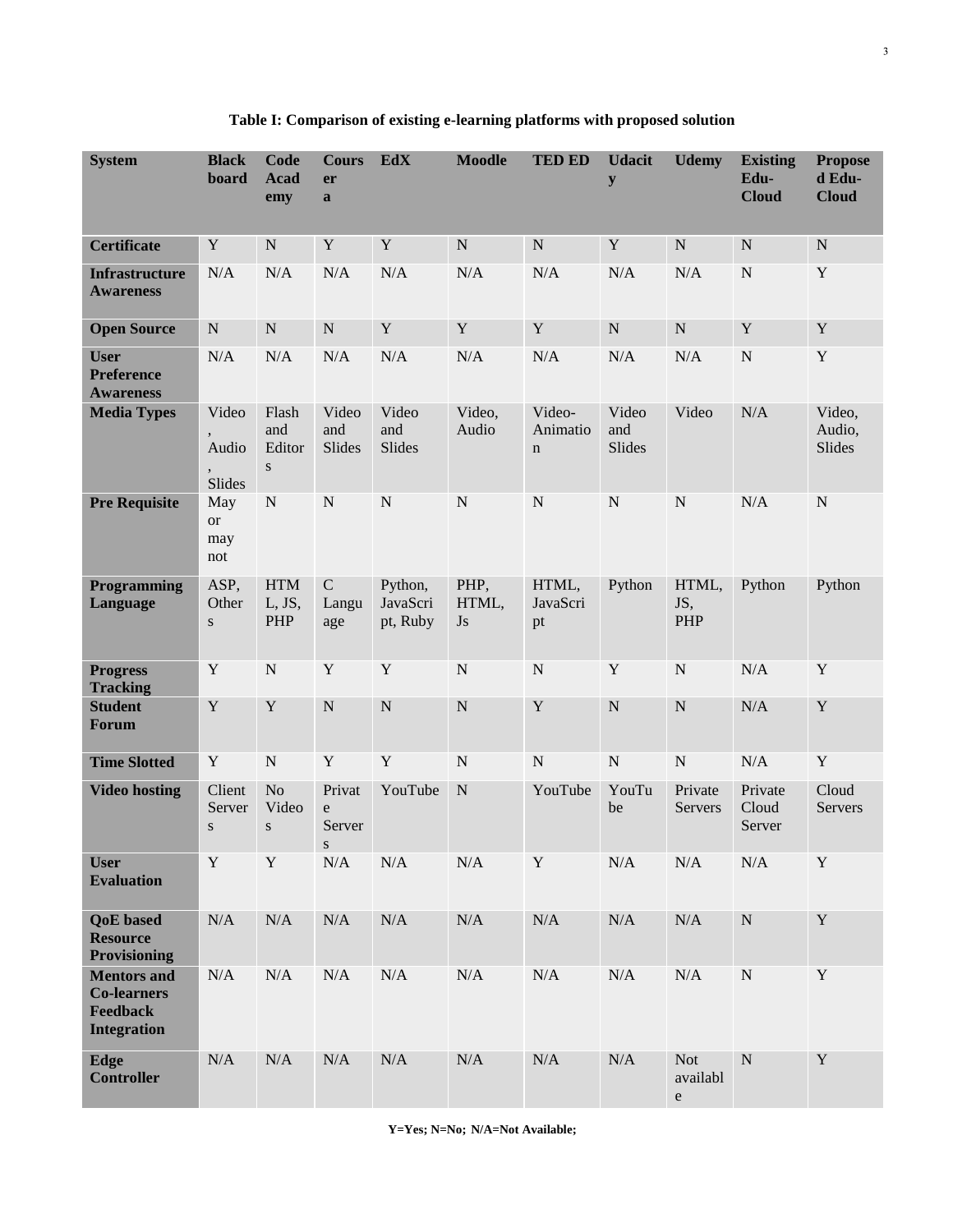**Table I: Comparison of existing e-learning platforms with proposed solution**

| System | Blackboard | Code Academy | Coursera | EdX | Moodle | TED ED | Udacity | Udemy | Existing Edu-Cloud | Proposed Edu-Cloud |
|---|---|---|---|---|---|---|---|---|---|---|
| Certificate | Y | N | Y | Y | N | N | Y | N | N | N |
| Infrastructure Awareness | N/A | N/A | N/A | N/A | N/A | N/A | N/A | N/A | N | Y |
| Open Source | N | N | N | Y | Y | Y | N | N | Y | Y |
| User Preference Awareness | N/A | N/A | N/A | N/A | N/A | N/A | N/A | N/A | N | Y |
| Media Types | Video, Audio, Slides | Flash and Editors | Video and Slides | Video and Slides | Video, Audio | Video-Animation | Video and Slides | Video | N/A | Video, Audio, Slides |
| Pre Requisite | May or may not | N | N | N | N | N | N | N | N/A | N |
| Programming Language | ASP, Others | HTML, JS, PHP | C Language | Python, JavaScript, Ruby | PHP, HTML, Js | HTML, JavaScript | Python | HTML, JS, PHP | Python | Python |
| Progress Tracking | Y | N | Y | Y | N | N | Y | N | N/A | Y |
| Student Forum | Y | Y | N | N | N | Y | N | N | N/A | Y |
| Time Slotted | Y | N | Y | Y | N | N | N | N | N/A | Y |
| Video hosting | Client Servers | No Videos | Private Servers | YouTube | N | YouTube | YouTube | Private Servers | Private Cloud Server | Cloud Servers |
| User Evaluation | Y | Y | N/A | N/A | N/A | Y | N/A | N/A | N/A | Y |
| QoE based Resource Provisioning | N/A | N/A | N/A | N/A | N/A | N/A | N/A | N/A | N | Y |
| Mentors and Co-learners Feedback Integration | N/A | N/A | N/A | N/A | N/A | N/A | N/A | N/A | N | Y |
| Edge Controller | N/A | N/A | N/A | N/A | N/A | N/A | N/A | Not available | N | Y |

**Y=Yes; N=No; N/A=Not Available;**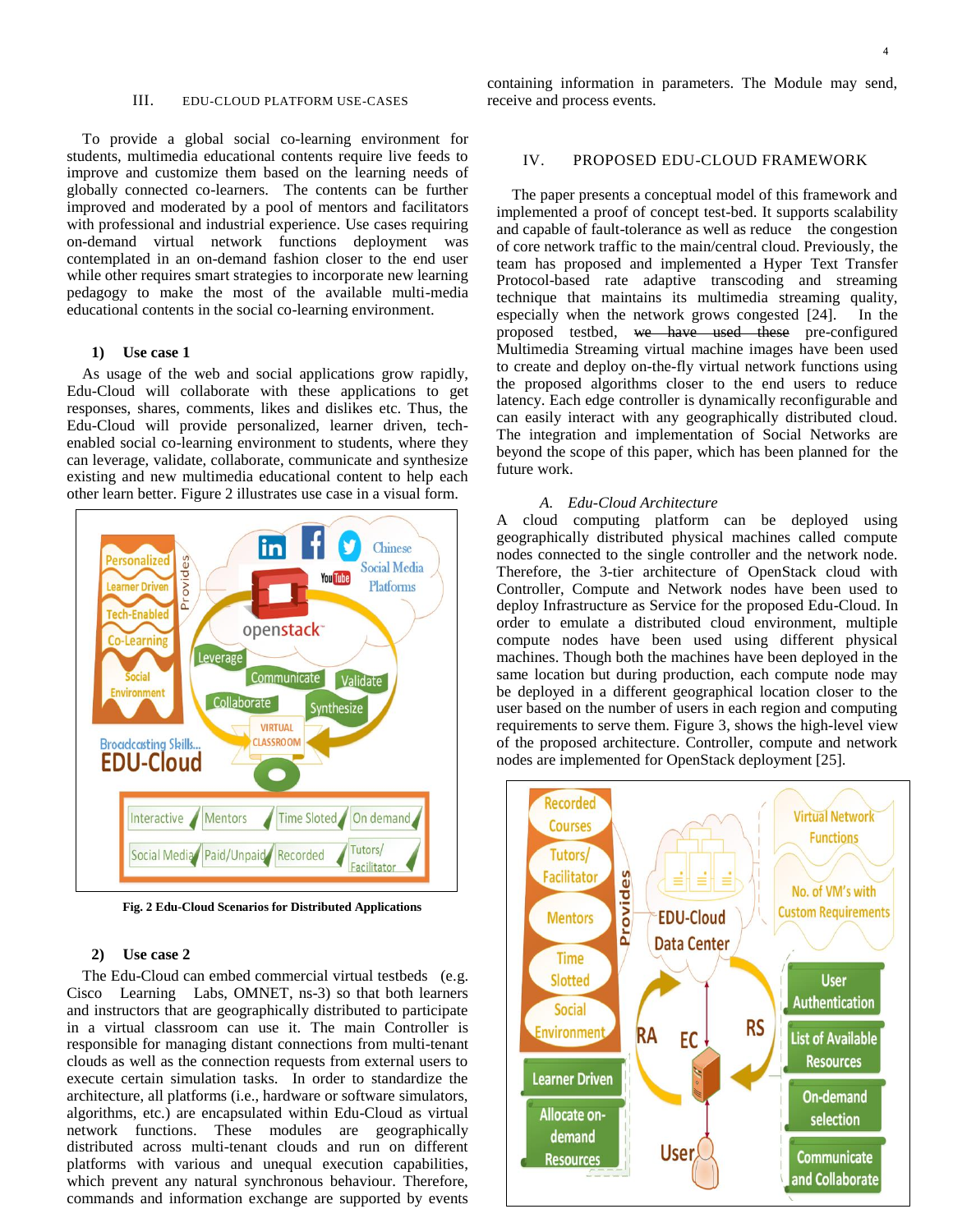## III. EDU-CLOUD PLATFORM USE-CASES

To provide a global social co-learning environment for students, multimedia educational contents require live feeds to improve and customize them based on the learning needs of globally connected co-learners. The contents can be further improved and moderated by a pool of mentors and facilitators with professional and industrial experience. Use cases requiring on-demand virtual network functions deployment was contemplated in an on-demand fashion closer to the end user while other requires smart strategies to incorporate new learning pedagogy to make the most of the available multi-media educational contents in the social co-learning environment.

### 1) Use case 1

As usage of the web and social applications grow rapidly, Edu-Cloud will collaborate with these applications to get responses, shares, comments, likes and dislikes etc. Thus, the Edu-Cloud will provide personalized, learner driven, tech-enabled social co-learning environment to students, where they can leverage, validate, collaborate, communicate and synthesize existing and new multimedia educational content to help each other learn better. Figure 2 illustrates use case in a visual form.

**Fig. 2 Edu-Cloud Scenarios for Distributed Applications**

### 2) Use case 2

The Edu-Cloud can embed commercial virtual testbeds (e.g. Cisco Learning Labs, OMNET, ns-3) so that both learners and instructors that are geographically distributed to participate in a virtual classroom can use it. The main Controller is responsible for managing distant connections from multi-tenant clouds as well as the connection requests from external users to execute certain simulation tasks. In order to standardize the architecture, all platforms (i.e., hardware or software simulators, algorithms, etc.) are encapsulated within Edu-Cloud as virtual network functions. These modules are geographically distributed across multi-tenant clouds and run on different platforms with various and unequal execution capabilities, which prevent any natural synchronous behaviour. Therefore, commands and information exchange are supported by events containing information in parameters. The Module may send, receive and process events.

## IV. PROPOSED EDU-CLOUD FRAMEWORK

The paper presents a conceptual model of this framework and implemented a proof of concept test-bed. It supports scalability and capable of fault-tolerance as well as reduce the congestion of core network traffic to the main/central cloud. Previously, the team has proposed and implemented a Hyper Text Transfer Protocol-based rate adaptive transcoding and streaming technique that maintains its multimedia streaming quality, especially when the network grows congested [24]. In the proposed testbed, ~~we have used these~~ pre-configured Multimedia Streaming virtual machine images have been used to create and deploy on-the-fly virtual network functions using the proposed algorithms closer to the end users to reduce latency. Each edge controller is dynamically reconfigurable and can easily interact with any geographically distributed cloud. The integration and implementation of Social Networks are beyond the scope of this paper, which has been planned for the future work.

### A. Edu-Cloud Architecture

A cloud computing platform can be deployed using geographically distributed physical machines called compute nodes connected to the single controller and the network node. Therefore, the 3-tier architecture of OpenStack cloud with Controller, Compute and Network nodes have been used to deploy Infrastructure as Service for the proposed Edu-Cloud. In order to emulate a distributed cloud environment, multiple compute nodes have been used using different physical machines. Though both the machines have been deployed in the same location but during production, each compute node may be deployed in a different geographical location closer to the user based on the number of users in each region and computing requirements to serve them. Figure 3, shows the high-level view of the proposed architecture. Controller, compute and network nodes are implemented for OpenStack deployment [25].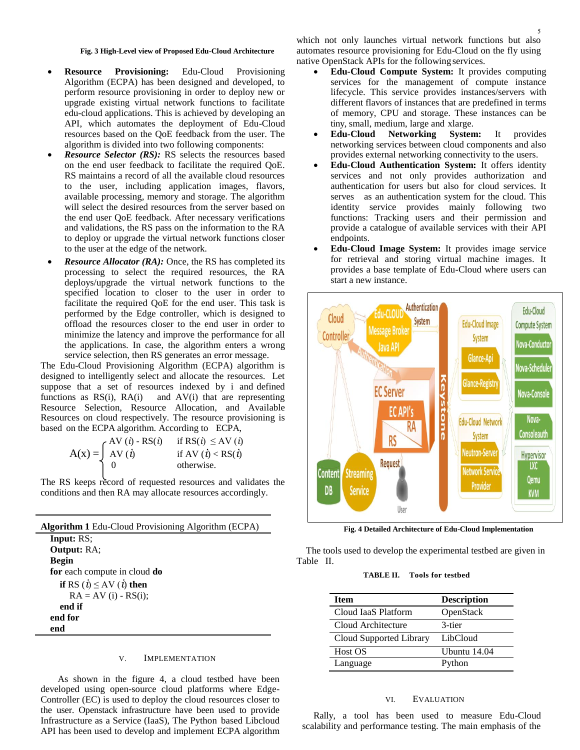Fig. 3 High-Level view of Proposed Edu-Cloud Architecture

- **Resource Provisioning:** Edu-Cloud Provisioning Algorithm (ECPA) has been designed and developed, to perform resource provisioning in order to deploy new or upgrade existing virtual network functions to facilitate edu-cloud applications. This is achieved by developing an API, which automates the deployment of Edu-Cloud resources based on the QoE feedback from the user. The algorithm is divided into two following components:
- ***Resource Selector (RS):*** RS selects the resources based on the end user feedback to facilitate the required QoE. RS maintains a record of all the available cloud resources to the user, including application images, flavors, available processing, memory and storage. The algorithm will select the desired resources from the server based on the end user QoE feedback. After necessary verifications and validations, the RS pass on the information to the RA to deploy or upgrade the virtual network functions closer to the user at the edge of the network.
- ***Resource Allocator (RA):*** Once, the RS has completed its processing to select the required resources, the RA deploys/upgrade the virtual network functions to the specified location to closer to the user in order to facilitate the required QoE for the end user. This task is performed by the Edge controller, which is designed to offload the resources closer to the end user in order to minimize the latency and improve the performance for all the applications. In case, the algorithm enters a wrong service selection, then RS generates an error message.

The Edu-Cloud Provisioning Algorithm (ECPA) algorithm is designed to intelligently select and allocate the resources. Let suppose that a set of resources indexed by i and defined functions as RS(i), RA(i) and AV(i) that are representing Resource Selection, Resource Allocation, and Available Resources on cloud respectively. The resource provisioning is based on the ECPA algorithm. According to ECPA,

$$A(x) = \begin{cases} AV(i) - RS(i) & \text{if } RS(i) \leq AV(i) \\ AV(i) & \text{if } AV(i) < RS(i) \\ 0 & \text{otherwise.} \end{cases}$$

The RS keeps record of requested resources and validates the conditions and then RA may allocate resources accordingly.

**Algorithm 1** Edu-Cloud Provisioning Algorithm (ECPA)

```
Input: RS;
Output: RA;
Begin
for each compute in cloud do
   if RS (i) ≤ AV (i) then
      RA = AV (i) - RS(i);
   end if
end for
end
```

## V. Implementation

As shown in the figure 4, a cloud testbed have been developed using open-source cloud platforms where Edge-Controller (EC) is used to deploy the cloud resources closer to the user. Openstack infrastructure have been used to provide Infrastructure as a Service (IaaS), The Python based Libcloud API has been used to develop and implement ECPA algorithm which not only launches virtual network functions but also automates resource provisioning for Edu-Cloud on the fly using native OpenStack APIs for the following services.

- **Edu-Cloud Compute System:** It provides computing services for the management of compute instance lifecycle. This service provides instances/servers with different flavors of instances that are predefined in terms of memory, CPU and storage. These instances can be tiny, small, medium, large and xlarge.
- **Edu-Cloud Networking System:** It provides networking services between cloud components and also provides external networking connectivity to the users.
- **Edu-Cloud Authentication System:** It offers identity services and not only provides authorization and authentication for users but also for cloud services. It serves as an authentication system for the cloud. This identity service provides mainly following two functions: Tracking users and their permission and provide a catalogue of available services with their API endpoints.
- **Edu-Cloud Image System:** It provides image service for retrieval and storing virtual machine images. It provides a base template of Edu-Cloud where users can start a new instance.

Fig. 4 Detailed Architecture of Edu-Cloud Implementation

The tools used to develop the experimental testbed are given in Table II.

TABLE II. Tools for testbed

| Item | Description |
|---|---|
| Cloud IaaS Platform | OpenStack |
| Cloud Architecture | 3-tier |
| Cloud Supported Library | LibCloud |
| Host OS | Ubuntu 14.04 |
| Language | Python |

## VI. Evaluation

Rally, a tool has been used to measure Edu-Cloud scalability and performance testing. The main emphasis of the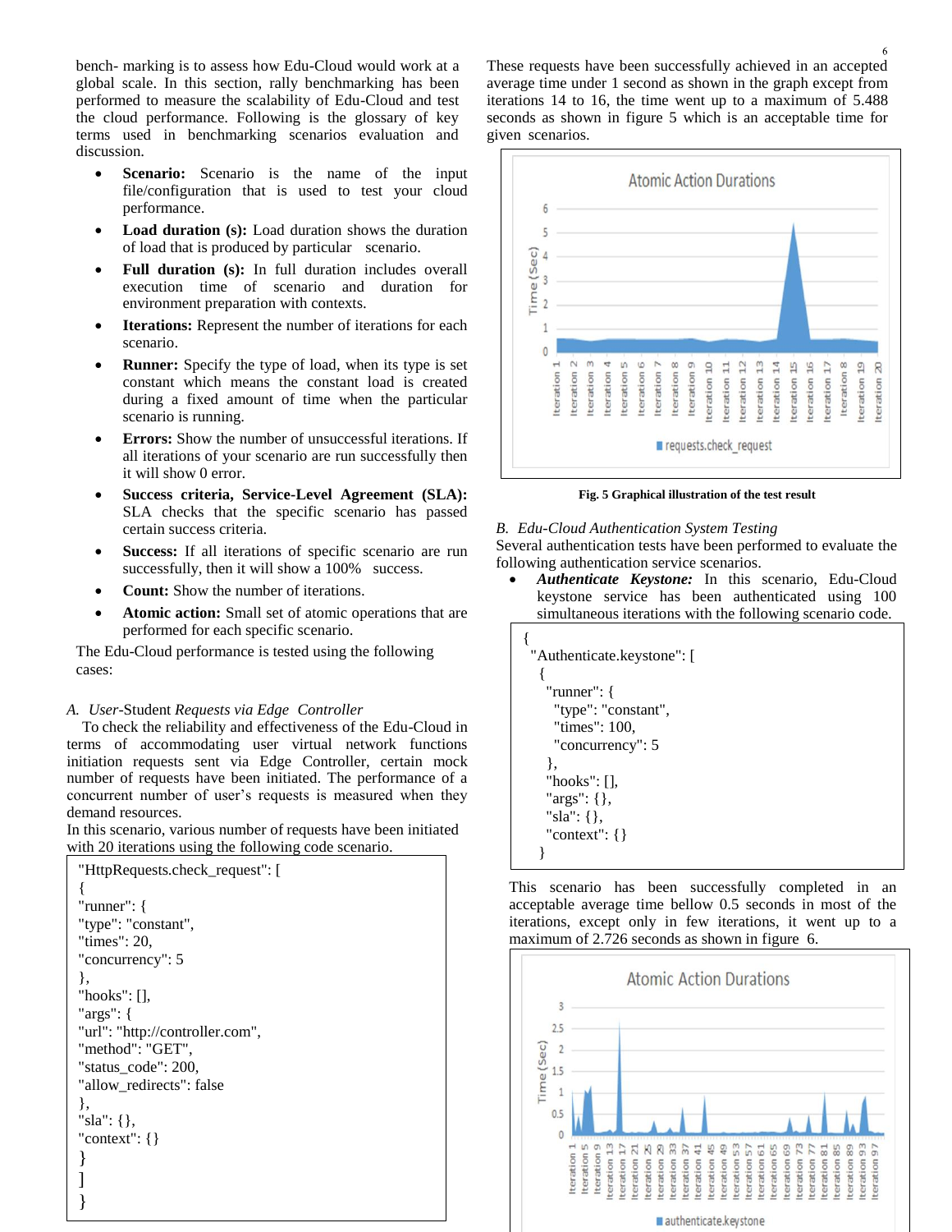bench- marking is to assess how Edu-Cloud would work at a global scale. In this section, rally benchmarking has been performed to measure the scalability of Edu-Cloud and test the cloud performance. Following is the glossary of key terms used in benchmarking scenarios evaluation and discussion.

- **Scenario:** Scenario is the name of the input file/configuration that is used to test your cloud performance.
- **Load duration (s):** Load duration shows the duration of load that is produced by particular scenario.
- **Full duration (s):** In full duration includes overall execution time of scenario and duration for environment preparation with contexts.
- **Iterations:** Represent the number of iterations for each scenario.
- **Runner:** Specify the type of load, when its type is set constant which means the constant load is created during a fixed amount of time when the particular scenario is running.
- **Errors:** Show the number of unsuccessful iterations. If all iterations of your scenario are run successfully then it will show 0 error.
- **Success criteria, Service-Level Agreement (SLA):** SLA checks that the specific scenario has passed certain success criteria.
- **Success:** If all iterations of specific scenario are run successfully, then it will show a 100% success.
- **Count:** Show the number of iterations.
- **Atomic action:** Small set of atomic operations that are performed for each specific scenario.

The Edu-Cloud performance is tested using the following cases:

### A. *User-Student Requests via Edge Controller*

To check the reliability and effectiveness of the Edu-Cloud in terms of accommodating user virtual network functions initiation requests sent via Edge Controller, certain mock number of requests have been initiated. The performance of a concurrent number of user's requests is measured when they demand resources.

In this scenario, various number of requests have been initiated with 20 iterations using the following code scenario.

```
"HttpRequests.check_request": [
{
"runner": {
"type": "constant",
"times": 20,
"concurrency": 5
},
"hooks": [],
"args": {
"url": "http://controller.com",
"method": "GET",
"status_code": 200,
"allow_redirects": false
},
"sla": {},
"context": {}
}
]
}
```

These requests have been successfully achieved in an accepted average time under 1 second as shown in the graph except from iterations 14 to 16, the time went up to a maximum of 5.488 seconds as shown in figure 5 which is an acceptable time for given scenarios.

**Fig. 5 Graphical illustration of the test result**

### B. *Edu-Cloud Authentication System Testing*

Several authentication tests have been performed to evaluate the following authentication service scenarios.

- ***Authenticate Keystone:*** In this scenario, Edu-Cloud keystone service has been authenticated using 100 simultaneous iterations with the following scenario code.

```
{
 "Authenticate.keystone": [
  {
   "runner": {
    "type": "constant",
    "times": 100,
    "concurrency": 5
   },
   "hooks": [],
   "args": {},
   "sla": {},
   "context": {}
  }
```

This scenario has been successfully completed in an acceptable average time bellow 0.5 seconds in most of the iterations, except only in few iterations, it went up to a maximum of 2.726 seconds as shown in figure 6.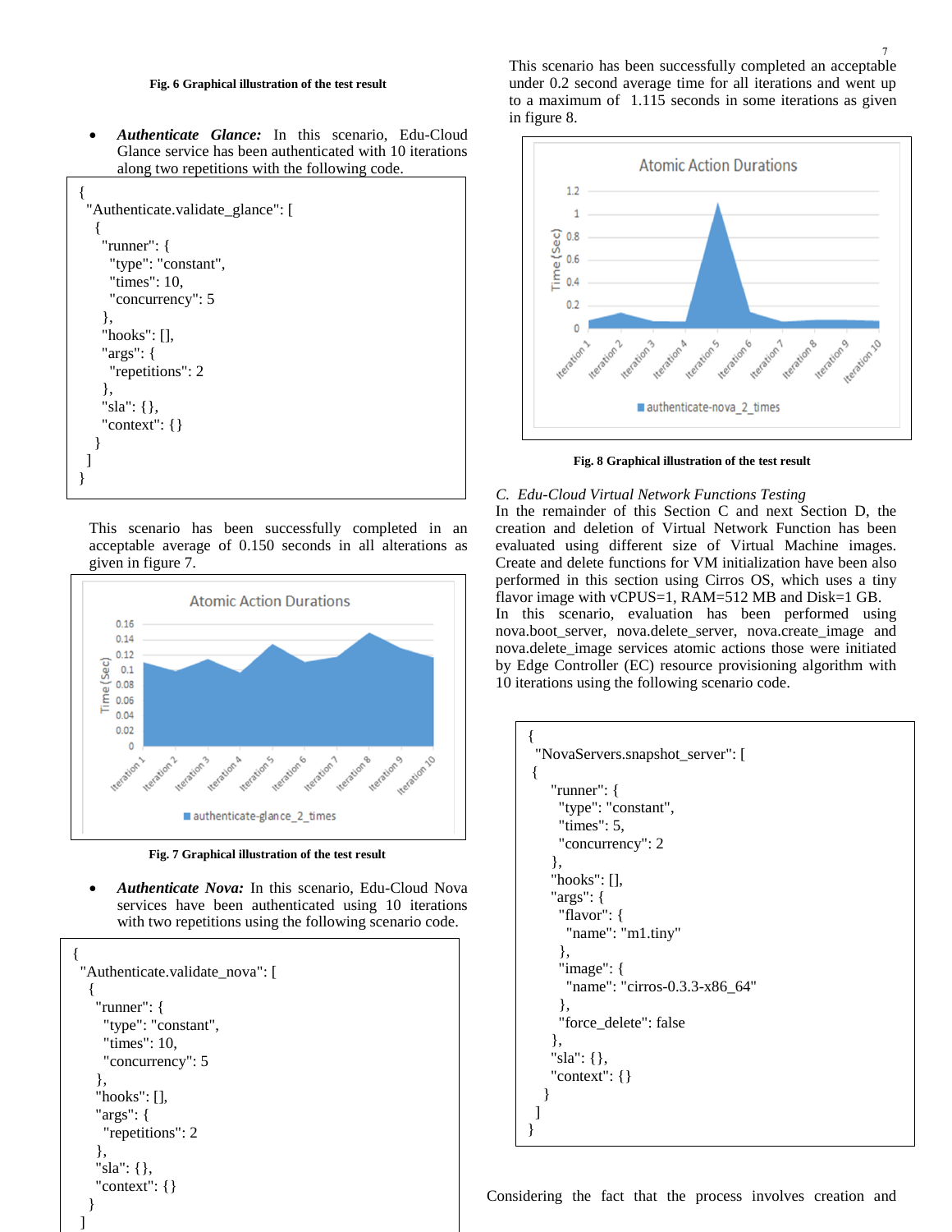Fig. 6 Graphical illustration of the test result

- ***Authenticate Glance:*** In this scenario, Edu-Cloud Glance service has been authenticated with 10 iterations along two repetitions with the following code.

```
{
 "Authenticate.validate_glance": [
  {
    "runner": {
      "type": "constant",
      "times": 10,
      "concurrency": 5
    },
    "hooks": [],
    "args": {
      "repetitions": 2
    },
    "sla": {},
    "context": {}
  }
 ]
}
```

This scenario has been successfully completed in an acceptable average of 0.150 seconds in all alterations as given in figure 7.

Fig. 7 Graphical illustration of the test result

- ***Authenticate Nova:*** In this scenario, Edu-Cloud Nova services have been authenticated using 10 iterations with two repetitions using the following scenario code.

```
{
 "Authenticate.validate_nova": [
  {
    "runner": {
      "type": "constant",
      "times": 10,
      "concurrency": 5
    },
    "hooks": [],
    "args": {
      "repetitions": 2
    },
    "sla": {},
    "context": {}
  }
 ]
```

This scenario has been successfully completed an acceptable under 0.2 second average time for all iterations and went up to a maximum of 1.115 seconds in some iterations as given in figure 8.

Fig. 8 Graphical illustration of the test result

### *C. Edu-Cloud Virtual Network Functions Testing*

In the remainder of this Section C and next Section D, the creation and deletion of Virtual Network Function has been evaluated using different size of Virtual Machine images. Create and delete functions for VM initialization have been also performed in this section using Cirros OS, which uses a tiny flavor image with vCPUS=1, RAM=512 MB and Disk=1 GB. In this scenario, evaluation has been performed using nova.boot_server, nova.delete_server, nova.create_image and nova.delete_image services atomic actions those were initiated by Edge Controller (EC) resource provisioning algorithm with 10 iterations using the following scenario code.

```
{
 "NovaServers.snapshot_server": [
 {
    "runner": {
      "type": "constant",
      "times": 5,
      "concurrency": 2
    },
    "hooks": [],
    "args": {
      "flavor": {
        "name": "m1.tiny"
      },
      "image": {
        "name": "cirros-0.3.3-x86_64"
      },
      "force_delete": false
    },
    "sla": {},
    "context": {}
  }
 ]
}
```

Considering the fact that the process involves creation and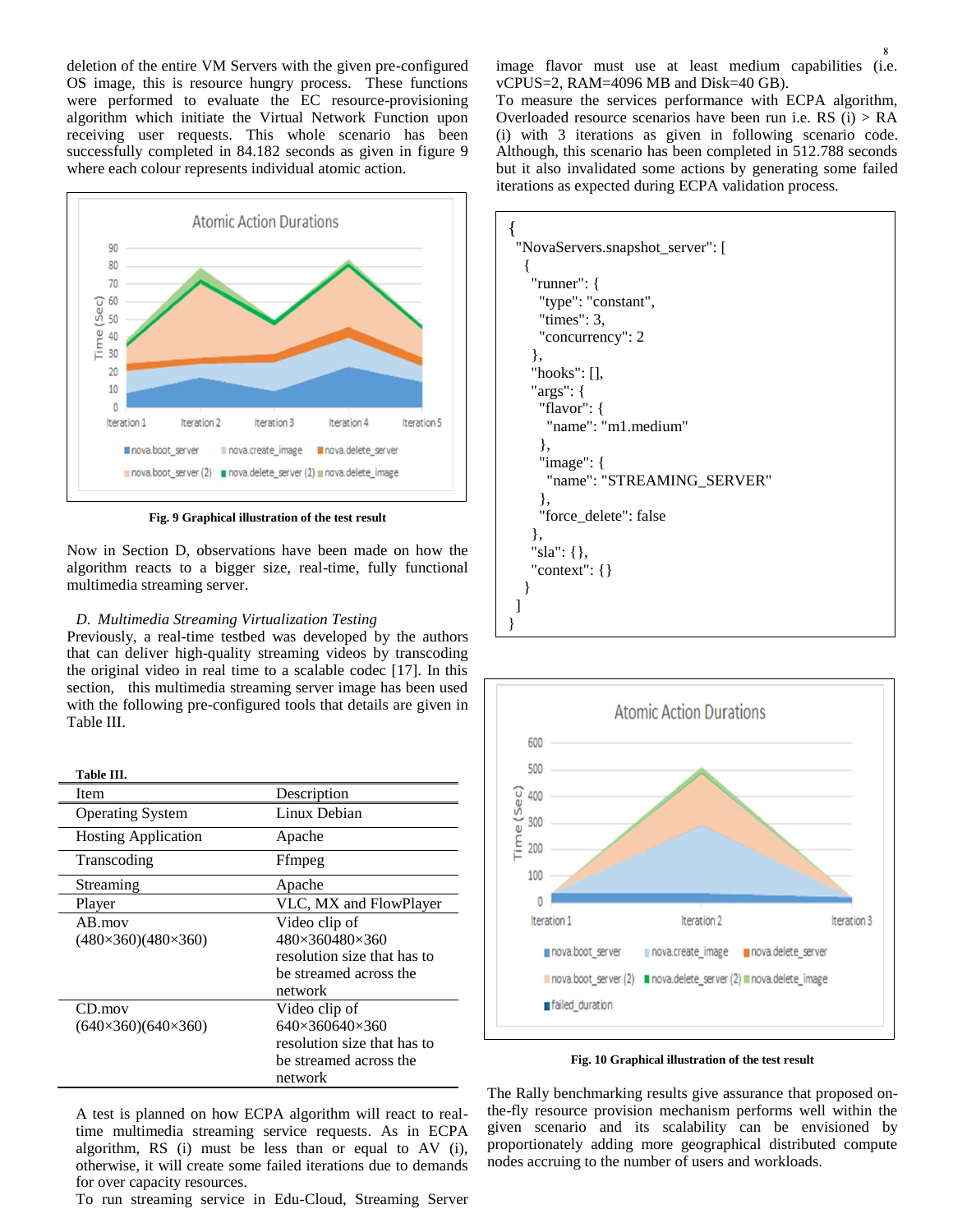deletion of the entire VM Servers with the given pre-configured OS image, this is resource hungry process. These functions were performed to evaluate the EC resource-provisioning algorithm which initiate the Virtual Network Function upon receiving user requests. This whole scenario has been successfully completed in 84.182 seconds as given in figure 9 where each colour represents individual atomic action.

**Fig. 9 Graphical illustration of the test result**

Now in Section D, observations have been made on how the algorithm reacts to a bigger size, real-time, fully functional multimedia streaming server.

### *D. Multimedia Streaming Virtualization Testing*

Previously, a real-time testbed was developed by the authors that can deliver high-quality streaming videos by transcoding the original video in real time to a scalable codec [17]. In this section, this multimedia streaming server image has been used with the following pre-configured tools that details are given in Table III.

**Table III.**

| Item | Description |
|---|---|
| Operating System | Linux Debian |
| Hosting Application | Apache |
| Transcoding | Ffmpeg |
| Streaming | Apache |
| Player | VLC, MX and FlowPlayer |
| AB.mov (480×360)(480×360) | Video clip of 480×360480×360 resolution size that has to be streamed across the network |
| CD.mov (640×360)(640×360) | Video clip of 640×360640×360 resolution size that has to be streamed across the network |

A test is planned on how ECPA algorithm will react to real-time multimedia streaming service requests. As in ECPA algorithm, RS (i) must be less than or equal to AV (i), otherwise, it will create some failed iterations due to demands for over capacity resources.

To run streaming service in Edu-Cloud, Streaming Server image flavor must use at least medium capabilities (i.e. vCPUS=2, RAM=4096 MB and Disk=40 GB).

To measure the services performance with ECPA algorithm, Overloaded resource scenarios have been run i.e. RS (i) > RA (i) with 3 iterations as given in following scenario code. Although, this scenario has been completed in 512.788 seconds but it also invalidated some actions by generating some failed iterations as expected during ECPA validation process.

```
{
 "NovaServers.snapshot_server": [
  {
   "runner": {
     "type": "constant",
     "times": 3,
     "concurrency": 2
   },
   "hooks": [],
   "args": {
     "flavor": {
       "name": "m1.medium"
     },
     "image": {
       "name": "STREAMING_SERVER"
     },
     "force_delete": false
   },
   "sla": {},
   "context": {}
  }
 ]
}
```

**Fig. 10 Graphical illustration of the test result**

The Rally benchmarking results give assurance that proposed on-the-fly resource provision mechanism performs well within the given scenario and its scalability can be envisioned by proportionately adding more geographical distributed compute nodes accruing to the number of users and workloads.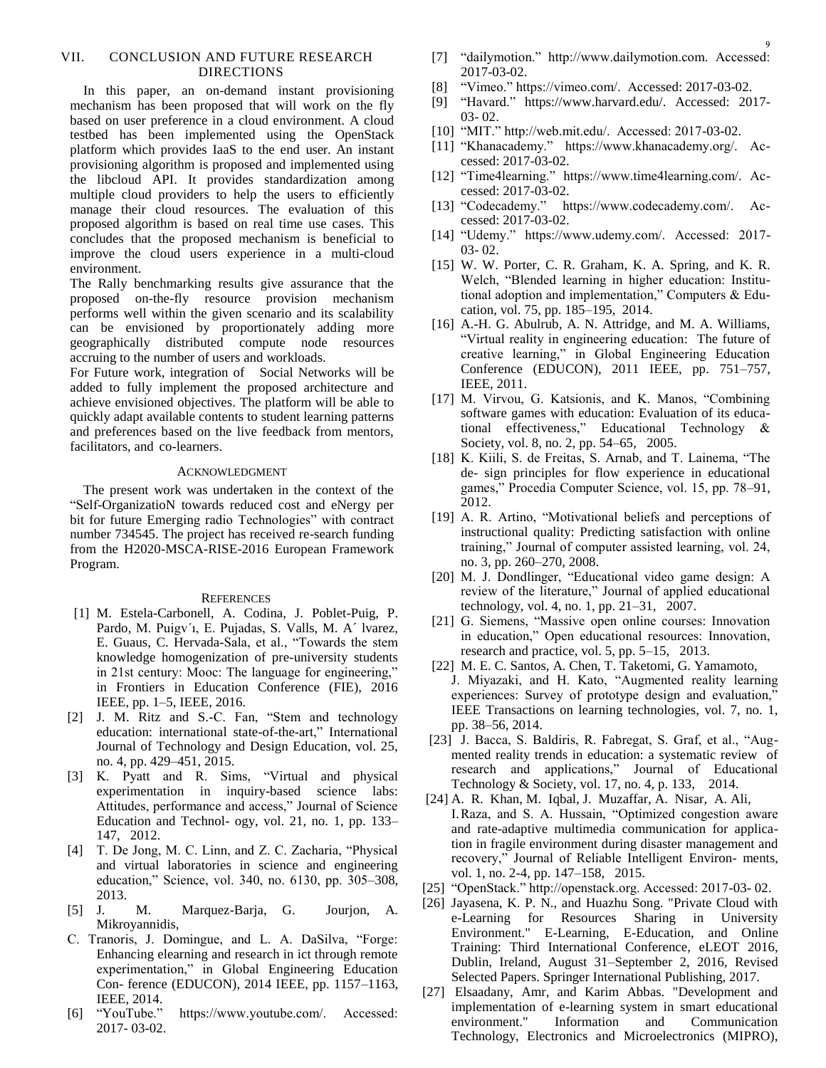## VII. CONCLUSION AND FUTURE RESEARCH DIRECTIONS

In this paper, an on-demand instant provisioning mechanism has been proposed that will work on the fly based on user preference in a cloud environment. A cloud testbed has been implemented using the OpenStack platform which provides IaaS to the end user. An instant provisioning algorithm is proposed and implemented using the libcloud API. It provides standardization among multiple cloud providers to help the users to efficiently manage their cloud resources. The evaluation of this proposed algorithm is based on real time use cases. This concludes that the proposed mechanism is beneficial to improve the cloud users experience in a multi-cloud environment.

The Rally benchmarking results give assurance that the proposed on-the-fly resource provision mechanism performs well within the given scenario and its scalability can be envisioned by proportionately adding more geographically distributed compute node resources accruing to the number of users and workloads.

For Future work, integration of Social Networks will be added to fully implement the proposed architecture and achieve envisioned objectives. The platform will be able to quickly adapt available contents to student learning patterns and preferences based on the live feedback from mentors, facilitators, and co-learners.

## ACKNOWLEDGMENT

The present work was undertaken in the context of the "Self-OrganizatioN towards reduced cost and eNergy per bit for future Emerging radio Technologies" with contract number 734545. The project has received re-search funding from the H2020-MSCA-RISE-2016 European Framework Program.

## REFERENCES

[1] M. Estela-Carbonell, A. Codina, J. Poblet-Puig, P. Pardo, M. Puigv´ı, E. Pujadas, S. Valls, M. A´ lvarez, E. Guaus, C. Hervada-Sala, et al., "Towards the stem knowledge homogenization of pre-university students in 21st century: Mooc: The language for engineering," in Frontiers in Education Conference (FIE), 2016 IEEE, pp. 1–5, IEEE, 2016.

[2] J. M. Ritz and S.-C. Fan, "Stem and technology education: international state-of-the-art," International Journal of Technology and Design Education, vol. 25, no. 4, pp. 429–451, 2015.

[3] K. Pyatt and R. Sims, "Virtual and physical experimentation in inquiry-based science labs: Attitudes, performance and access," Journal of Science Education and Technol- ogy, vol. 21, no. 1, pp. 133–147, 2012.

[4] T. De Jong, M. C. Linn, and Z. C. Zacharia, "Physical and virtual laboratories in science and engineering education," Science, vol. 340, no. 6130, pp. 305–308, 2013.

[5] J. M. Marquez-Barja, G. Jourjon, A. Mikroyannidis, C. Tranoris, J. Domingue, and L. A. DaSilva, "Forge: Enhancing elearning and research in ict through remote experimentation," in Global Engineering Education Con- ference (EDUCON), 2014 IEEE, pp. 1157–1163, IEEE, 2014.

[6] "YouTube." https://www.youtube.com/. Accessed: 2017- 03-02.

[7] "dailymotion." http://www.dailymotion.com. Accessed: 2017-03-02.

[8] "Vimeo." https://vimeo.com/. Accessed: 2017-03-02.

[9] "Havard." https://www.harvard.edu/. Accessed: 2017-03- 02.

[10] "MIT." http://web.mit.edu/. Accessed: 2017-03-02.

[11] "Khanacademy." https://www.khanacademy.org/. Ac- cessed: 2017-03-02.

[12] "Time4learning." https://www.time4learning.com/. Ac- cessed: 2017-03-02.

[13] "Codecademy." https://www.codecademy.com/. Ac- cessed: 2017-03-02.

[14] "Udemy." https://www.udemy.com/. Accessed: 2017-03- 02.

[15] W. W. Porter, C. R. Graham, K. A. Spring, and K. R. Welch, "Blended learning in higher education: Institu- tional adoption and implementation," Computers & Edu- cation, vol. 75, pp. 185–195, 2014.

[16] A.-H. G. Abulrub, A. N. Attridge, and M. A. Williams, "Virtual reality in engineering education: The future of creative learning," in Global Engineering Education Conference (EDUCON), 2011 IEEE, pp. 751–757, IEEE, 2011.

[17] M. Virvou, G. Katsionis, and K. Manos, "Combining software games with education: Evaluation of its educa- tional effectiveness," Educational Technology & Society, vol. 8, no. 2, pp. 54–65, 2005.

[18] K. Kiili, S. de Freitas, S. Arnab, and T. Lainema, "The de- sign principles for flow experience in educational games," Procedia Computer Science, vol. 15, pp. 78–91, 2012.

[19] A. R. Artino, "Motivational beliefs and perceptions of instructional quality: Predicting satisfaction with online training," Journal of computer assisted learning, vol. 24, no. 3, pp. 260–270, 2008.

[20] M. J. Dondlinger, "Educational video game design: A review of the literature," Journal of applied educational technology, vol. 4, no. 1, pp. 21–31, 2007.

[21] G. Siemens, "Massive open online courses: Innovation in education," Open educational resources: Innovation, research and practice, vol. 5, pp. 5–15, 2013.

[22] M. E. C. Santos, A. Chen, T. Taketomi, G. Yamamoto, J. Miyazaki, and H. Kato, "Augmented reality learning experiences: Survey of prototype design and evaluation," IEEE Transactions on learning technologies, vol. 7, no. 1, pp. 38–56, 2014.

[23] J. Bacca, S. Baldiris, R. Fabregat, S. Graf, et al., "Aug- mented reality trends in education: a systematic review of research and applications," Journal of Educational Technology & Society, vol. 17, no. 4, p. 133, 2014.

[24] A. R. Khan, M. Iqbal, J. Muzaffar, A. Nisar, A. Ali, I. Raza, and S. A. Hussain, "Optimized congestion aware and rate-adaptive multimedia communication for applica- tion in fragile environment during disaster management and recovery," Journal of Reliable Intelligent Environ- ments, vol. 1, no. 2-4, pp. 147–158, 2015.

[25] "OpenStack." http://openstack.org. Accessed: 2017-03- 02.

[26] Jayasena, K. P. N., and Huazhu Song. "Private Cloud with e-Learning for Resources Sharing in University Environment." E-Learning, E-Education, and Online Training: Third International Conference, eLEOT 2016, Dublin, Ireland, August 31–September 2, 2016, Revised Selected Papers. Springer International Publishing, 2017.

[27] Elsaadany, Amr, and Karim Abbas. "Development and implementation of e-learning system in smart educational environment." Information and Communication Technology, Electronics and Microelectronics (MIPRO),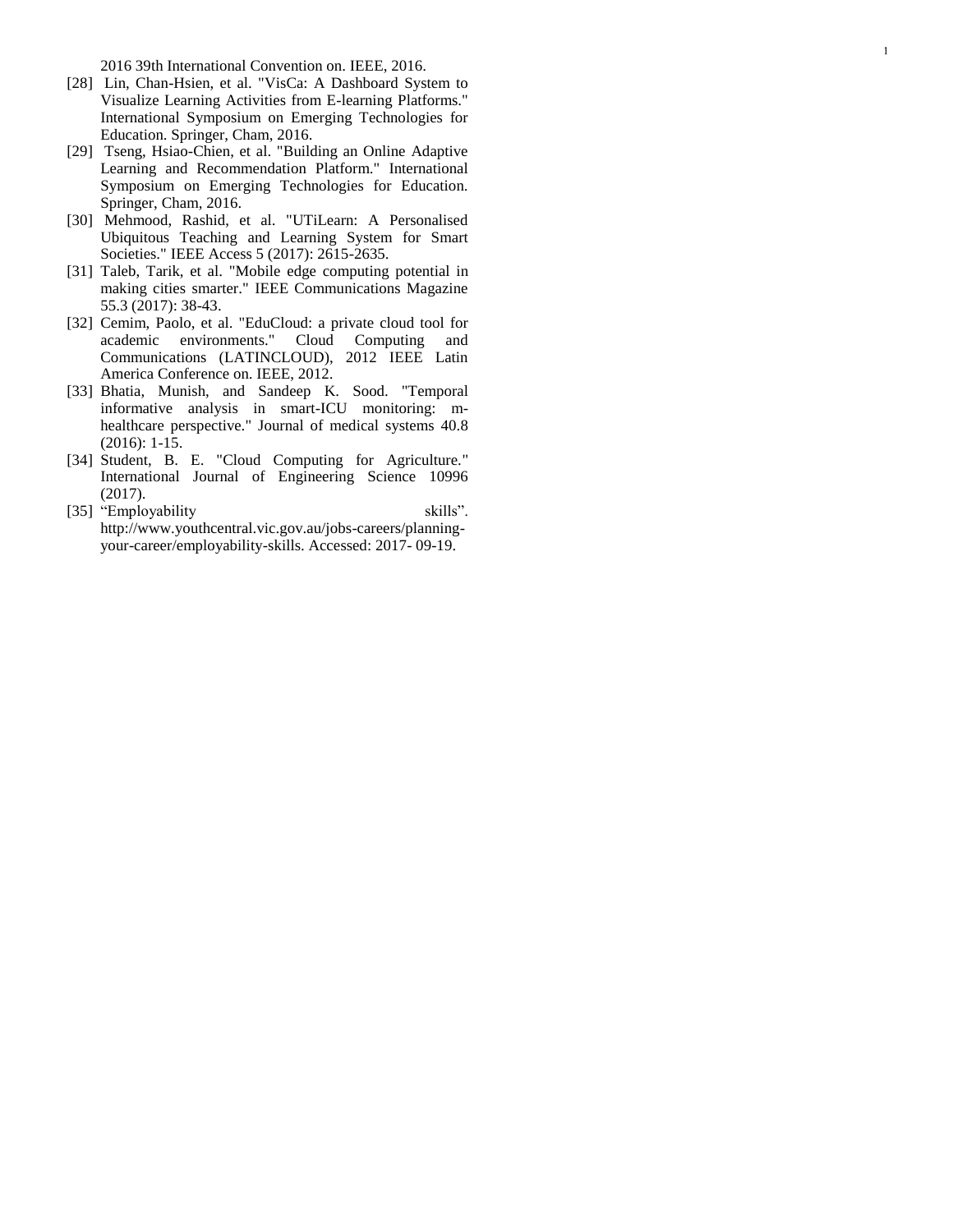2016 39th International Convention on. IEEE, 2016.

[28] Lin, Chan-Hsien, et al. "VisCa: A Dashboard System to Visualize Learning Activities from E-learning Platforms." International Symposium on Emerging Technologies for Education. Springer, Cham, 2016.

[29] Tseng, Hsiao-Chien, et al. "Building an Online Adaptive Learning and Recommendation Platform." International Symposium on Emerging Technologies for Education. Springer, Cham, 2016.

[30] Mehmood, Rashid, et al. "UTiLearn: A Personalised Ubiquitous Teaching and Learning System for Smart Societies." IEEE Access 5 (2017): 2615-2635.

[31] Taleb, Tarik, et al. "Mobile edge computing potential in making cities smarter." IEEE Communications Magazine 55.3 (2017): 38-43.

[32] Cemim, Paolo, et al. "EduCloud: a private cloud tool for academic environments." Cloud Computing and Communications (LATINCLOUD), 2012 IEEE Latin America Conference on. IEEE, 2012.

[33] Bhatia, Munish, and Sandeep K. Sood. "Temporal informative analysis in smart-ICU monitoring: m-healthcare perspective." Journal of medical systems 40.8 (2016): 1-15.

[34] Student, B. E. "Cloud Computing for Agriculture." International Journal of Engineering Science 10996 (2017).

[35] "Employability skills". http://www.youthcentral.vic.gov.au/jobs-careers/planning-your-career/employability-skills. Accessed: 2017- 09-19.